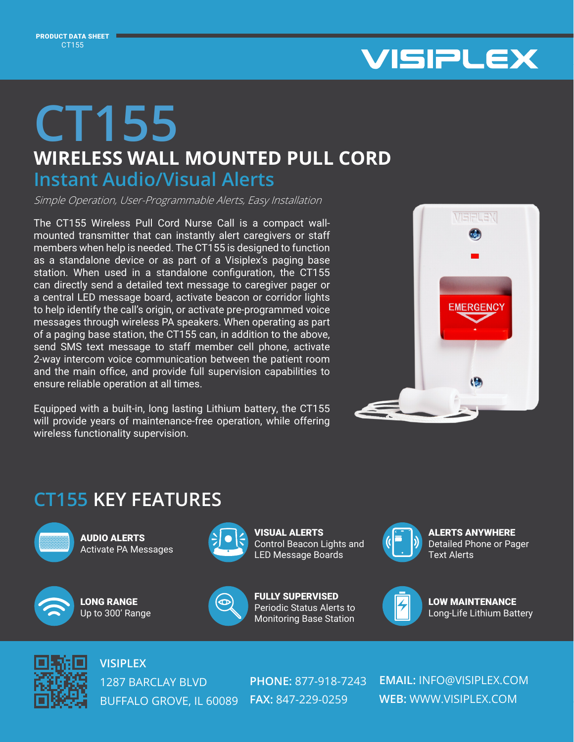PRODUCT DATA SHEET
CT155

VISIPLEX

# CT155

## WIRELESS WALL MOUNTED PULL CORD

### Instant Audio/Visual Alerts

*Simple Operation, User-Programmable Alerts, Easy Installation*

The CT155 Wireless Pull Cord Nurse Call is a compact wall-mounted transmitter that can instantly alert caregivers or staff members when help is needed. The CT155 is designed to function as a standalone device or as part of a Visiplex's paging base station. When used in a standalone configuration, the CT155 can directly send a detailed text message to caregiver pager or a central LED message board, activate beacon or corridor lights to help identify the call's origin, or activate pre-programmed voice messages through wireless PA speakers. When operating as part of a paging base station, the CT155 can, in addition to the above, send SMS text message to staff member cell phone, activate 2-way intercom voice communication between the patient room and the main office, and provide full supervision capabilities to ensure reliable operation at all times.

Equipped with a built-in, long lasting Lithium battery, the CT155 will provide years of maintenance-free operation, while offering wireless functionality supervision.

## CT155 KEY FEATURES

**AUDIO ALERTS**
Activate PA Messages

**VISUAL ALERTS**
Control Beacon Lights and LED Message Boards

**ALERTS ANYWHERE**
Detailed Phone or Pager Text Alerts

**LONG RANGE**
Up to 300' Range

**FULLY SUPERVISED**
Periodic Status Alerts to Monitoring Base Station

**LOW MAINTENANCE**
Long-Life Lithium Battery

**VISIPLEX**
1287 BARCLAY BLVD
BUFFALO GROVE, IL 60089

**PHONE:** 877-918-7243
**FAX:** 847-229-0259

**EMAIL:** INFO@VISIPLEX.COM
**WEB:** WWW.VISIPLEX.COM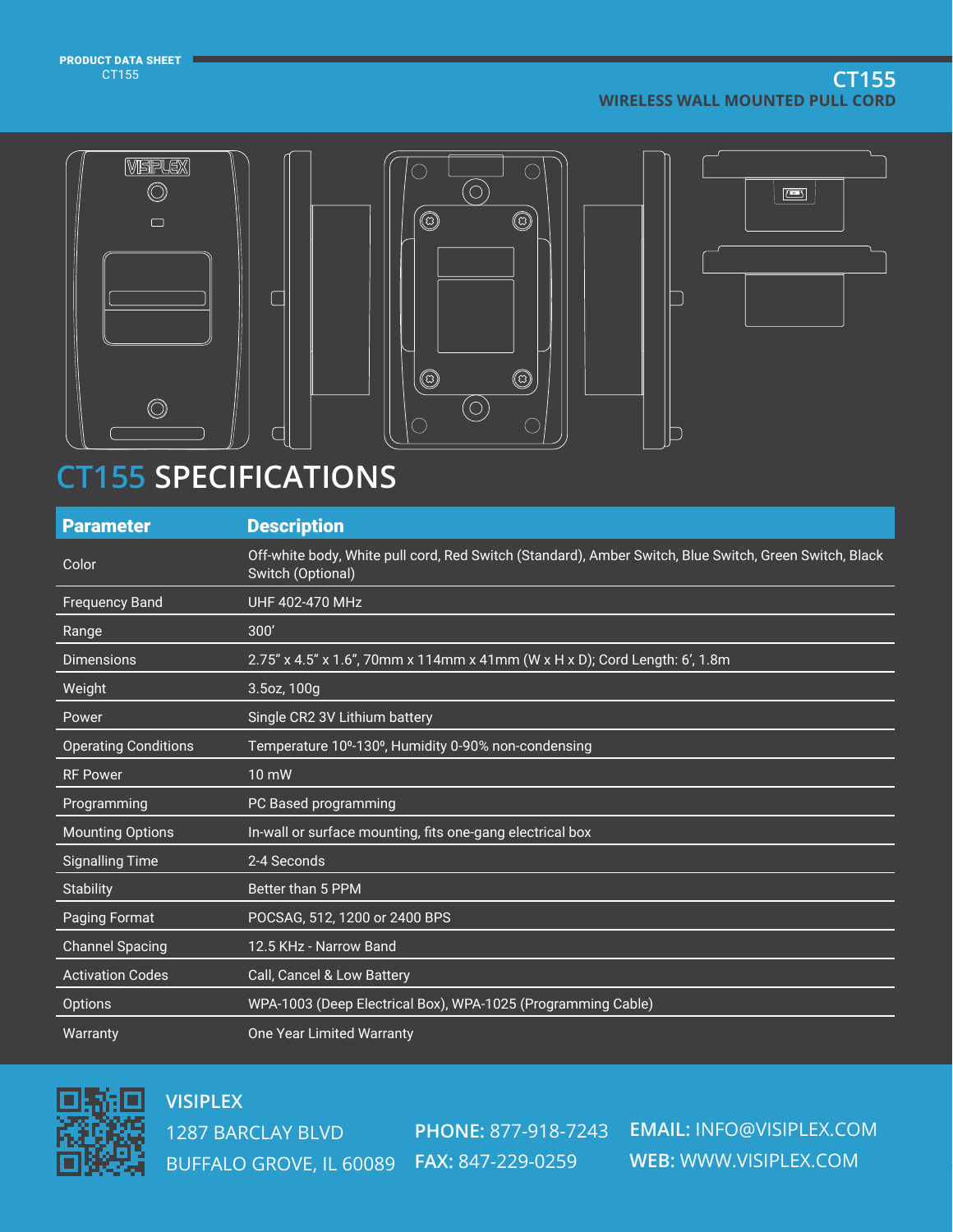PRODUCT DATA SHEET
CT155

# CT155
## WIRELESS WALL MOUNTED PULL CORD

# CT155 SPECIFICATIONS

| Parameter | Description |
| --- | --- |
| Color | Off-white body, White pull cord, Red Switch (Standard), Amber Switch, Blue Switch, Green Switch, Black Switch (Optional) |
| Frequency Band | UHF 402-470 MHz |
| Range | 300’ |
| Dimensions | 2.75” x 4.5” x 1.6”, 70mm x 114mm x 41mm (W x H x D); Cord Length: 6’, 1.8m |
| Weight | 3.5oz, 100g |
| Power | Single CR2 3V Lithium battery |
| Operating Conditions | Temperature 10º-130º, Humidity 0-90% non-condensing |
| RF Power | 10 mW |
| Programming | PC Based programming |
| Mounting Options | In-wall or surface mounting, fits one-gang electrical box |
| Signalling Time | 2-4 Seconds |
| Stability | Better than 5 PPM |
| Paging Format | POCSAG, 512, 1200 or 2400 BPS |
| Channel Spacing | 12.5 KHz - Narrow Band |
| Activation Codes | Call, Cancel & Low Battery |
| Options | WPA-1003 (Deep Electrical Box), WPA-1025 (Programming Cable) |
| Warranty | One Year Limited Warranty |

**VISIPLEX**
1287 BARCLAY BLVD
BUFFALO GROVE, IL 60089

**PHONE:** 877-918-7243
**FAX:** 847-229-0259

**EMAIL:** INFO@VISIPLEX.COM
**WEB:** WWW.VISIPLEX.COM